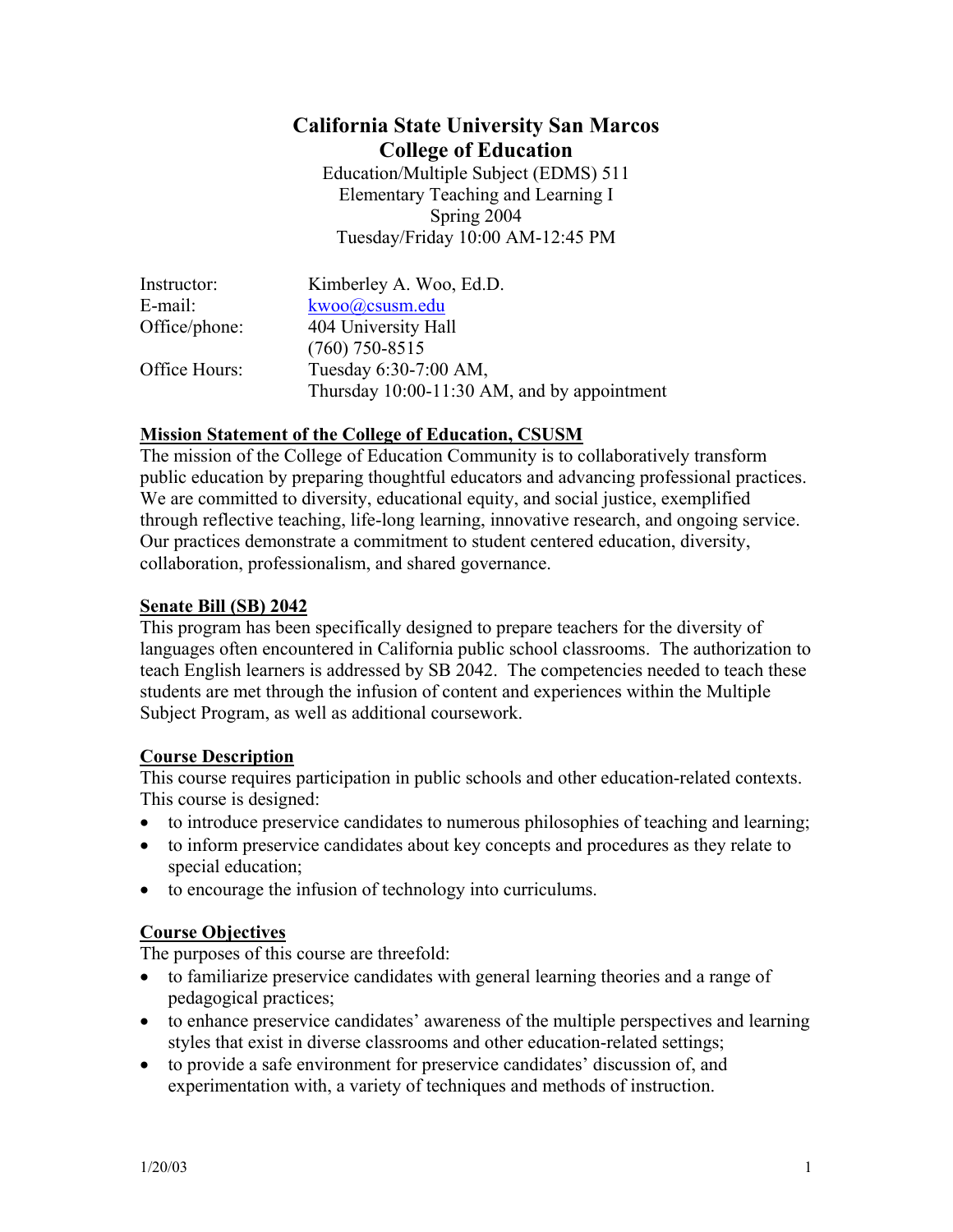# California State University San Marcos
## College of Education

Education/Multiple Subject (EDMS) 511
Elementary Teaching and Learning I
Spring 2004
Tuesday/Friday 10:00 AM-12:45 PM

| | |
|---|---|
| Instructor: | Kimberley A. Woo, Ed.D. |
| E-mail: | kwoo@csusm.edu |
| Office/phone: | 404 University Hall<br>(760) 750-8515 |
| Office Hours: | Tuesday 6:30-7:00 AM,<br>Thursday 10:00-11:30 AM, and by appointment |

### Mission Statement of the College of Education, CSUSM

The mission of the College of Education Community is to collaboratively transform public education by preparing thoughtful educators and advancing professional practices. We are committed to diversity, educational equity, and social justice, exemplified through reflective teaching, life-long learning, innovative research, and ongoing service. Our practices demonstrate a commitment to student centered education, diversity, collaboration, professionalism, and shared governance.

### Senate Bill (SB) 2042

This program has been specifically designed to prepare teachers for the diversity of languages often encountered in California public school classrooms. The authorization to teach English learners is addressed by SB 2042. The competencies needed to teach these students are met through the infusion of content and experiences within the Multiple Subject Program, as well as additional coursework.

### Course Description

This course requires participation in public schools and other education-related contexts. This course is designed:

- to introduce preservice candidates to numerous philosophies of teaching and learning;
- to inform preservice candidates about key concepts and procedures as they relate to special education;
- to encourage the infusion of technology into curriculums.

### Course Objectives

The purposes of this course are threefold:

- to familiarize preservice candidates with general learning theories and a range of pedagogical practices;
- to enhance preservice candidates' awareness of the multiple perspectives and learning styles that exist in diverse classrooms and other education-related settings;
- to provide a safe environment for preservice candidates' discussion of, and experimentation with, a variety of techniques and methods of instruction.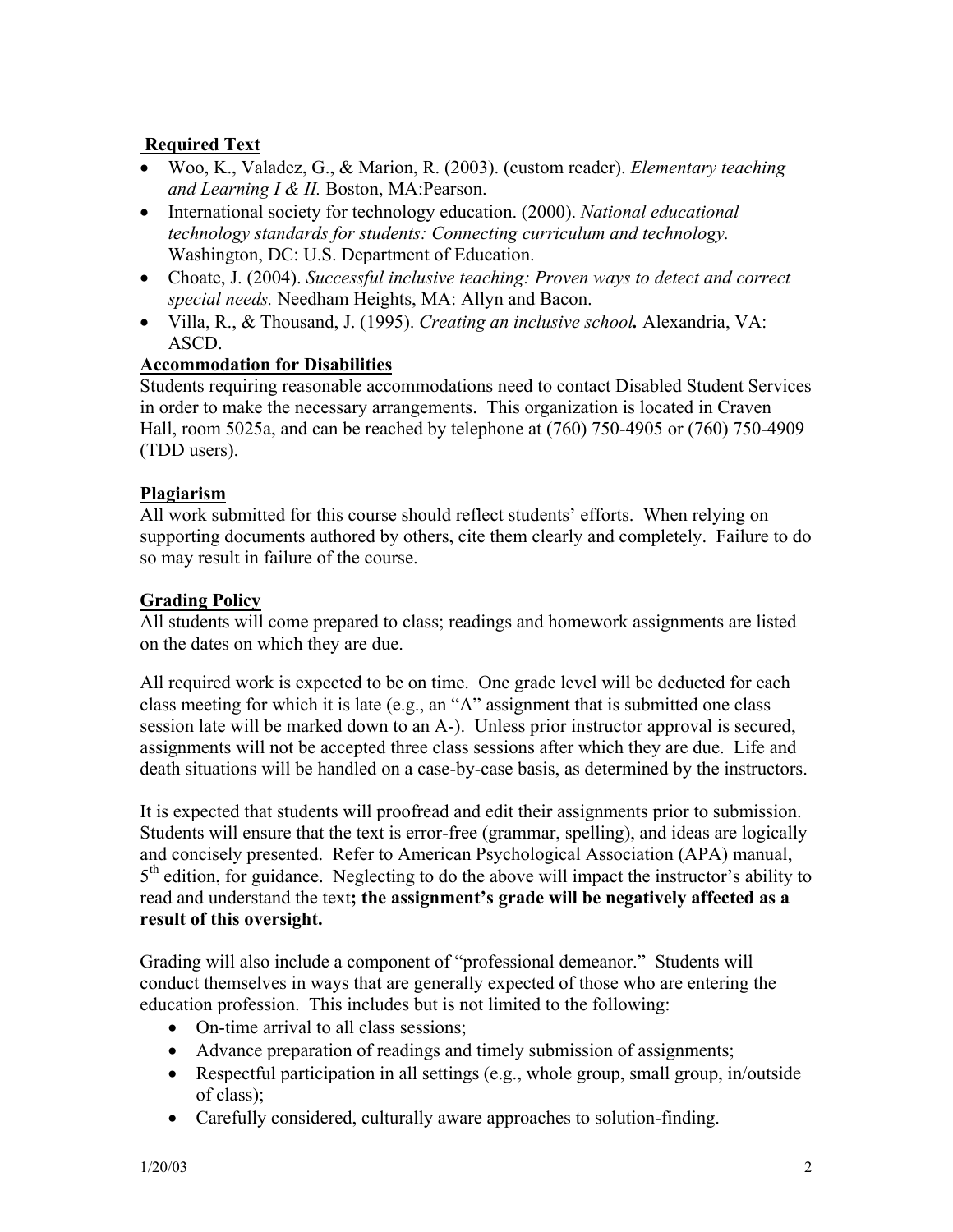## Required Text

- Woo, K., Valadez, G., & Marion, R. (2003). (custom reader). *Elementary teaching and Learning I & II.* Boston, MA:Pearson.
- International society for technology education. (2000). *National educational technology standards for students: Connecting curriculum and technology.* Washington, DC: U.S. Department of Education.
- Choate, J. (2004). *Successful inclusive teaching: Proven ways to detect and correct special needs.* Needham Heights, MA: Allyn and Bacon.
- Villa, R., & Thousand, J. (1995). *Creating an inclusive school.* Alexandria, VA: ASCD.

## Accommodation for Disabilities

Students requiring reasonable accommodations need to contact Disabled Student Services in order to make the necessary arrangements. This organization is located in Craven Hall, room 5025a, and can be reached by telephone at (760) 750-4905 or (760) 750-4909 (TDD users).

## Plagiarism

All work submitted for this course should reflect students' efforts. When relying on supporting documents authored by others, cite them clearly and completely. Failure to do so may result in failure of the course.

## Grading Policy

All students will come prepared to class; readings and homework assignments are listed on the dates on which they are due.

All required work is expected to be on time. One grade level will be deducted for each class meeting for which it is late (e.g., an "A" assignment that is submitted one class session late will be marked down to an A-). Unless prior instructor approval is secured, assignments will not be accepted three class sessions after which they are due. Life and death situations will be handled on a case-by-case basis, as determined by the instructors.

It is expected that students will proofread and edit their assignments prior to submission. Students will ensure that the text is error-free (grammar, spelling), and ideas are logically and concisely presented. Refer to American Psychological Association (APA) manual, 5th edition, for guidance. Neglecting to do the above will impact the instructor's ability to read and understand the text**; the assignment's grade will be negatively affected as a result of this oversight.**

Grading will also include a component of "professional demeanor." Students will conduct themselves in ways that are generally expected of those who are entering the education profession. This includes but is not limited to the following:

- On-time arrival to all class sessions;
- Advance preparation of readings and timely submission of assignments;
- Respectful participation in all settings (e.g., whole group, small group, in/outside of class);
- Carefully considered, culturally aware approaches to solution-finding.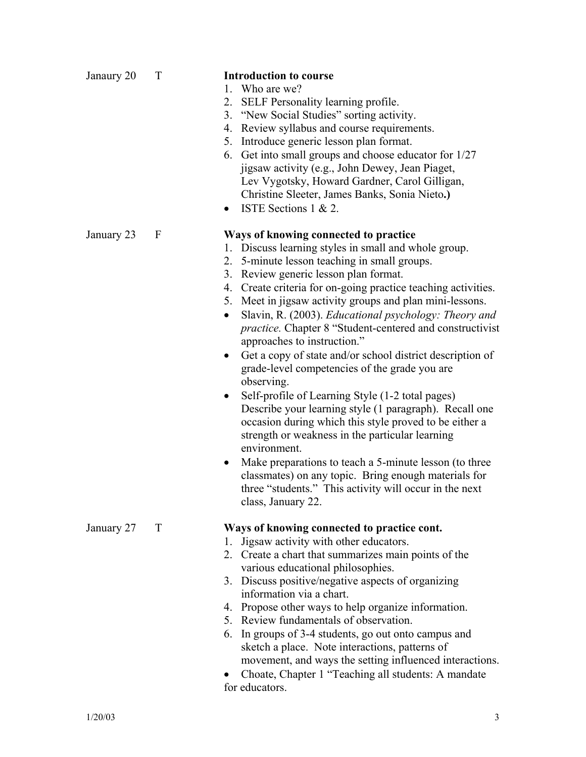Janaury 20 T

**Introduction to course**

1. Who are we?
2. SELF Personality learning profile.
3. "New Social Studies" sorting activity.
4. Review syllabus and course requirements.
5. Introduce generic lesson plan format.
6. Get into small groups and choose educator for 1/27 jigsaw activity (e.g., John Dewey, Jean Piaget, Lev Vygotsky, Howard Gardner, Carol Gilligan, Christine Sleeter, James Banks, Sonia Nieto**.)**

- ISTE Sections 1 & 2.

January 23 F

**Ways of knowing connected to practice**

1. Discuss learning styles in small and whole group.
2. 5-minute lesson teaching in small groups.
3. Review generic lesson plan format.
4. Create criteria for on-going practice teaching activities.
5. Meet in jigsaw activity groups and plan mini-lessons.

- Slavin, R. (2003). *Educational psychology: Theory and practice.* Chapter 8 "Student-centered and constructivist approaches to instruction."
- Get a copy of state and/or school district description of grade-level competencies of the grade you are observing.
- Self-profile of Learning Style (1-2 total pages) Describe your learning style (1 paragraph). Recall one occasion during which this style proved to be either a strength or weakness in the particular learning environment.
- Make preparations to teach a 5-minute lesson (to three classmates) on any topic. Bring enough materials for three "students." This activity will occur in the next class, January 22.

January 27 T

**Ways of knowing connected to practice cont.**

1. Jigsaw activity with other educators.
2. Create a chart that summarizes main points of the various educational philosophies.
3. Discuss positive/negative aspects of organizing information via a chart.
4. Propose other ways to help organize information.
5. Review fundamentals of observation.
6. In groups of 3-4 students, go out onto campus and sketch a place. Note interactions, patterns of movement, and ways the setting influenced interactions.

- Choate, Chapter 1 "Teaching all students: A mandate for educators.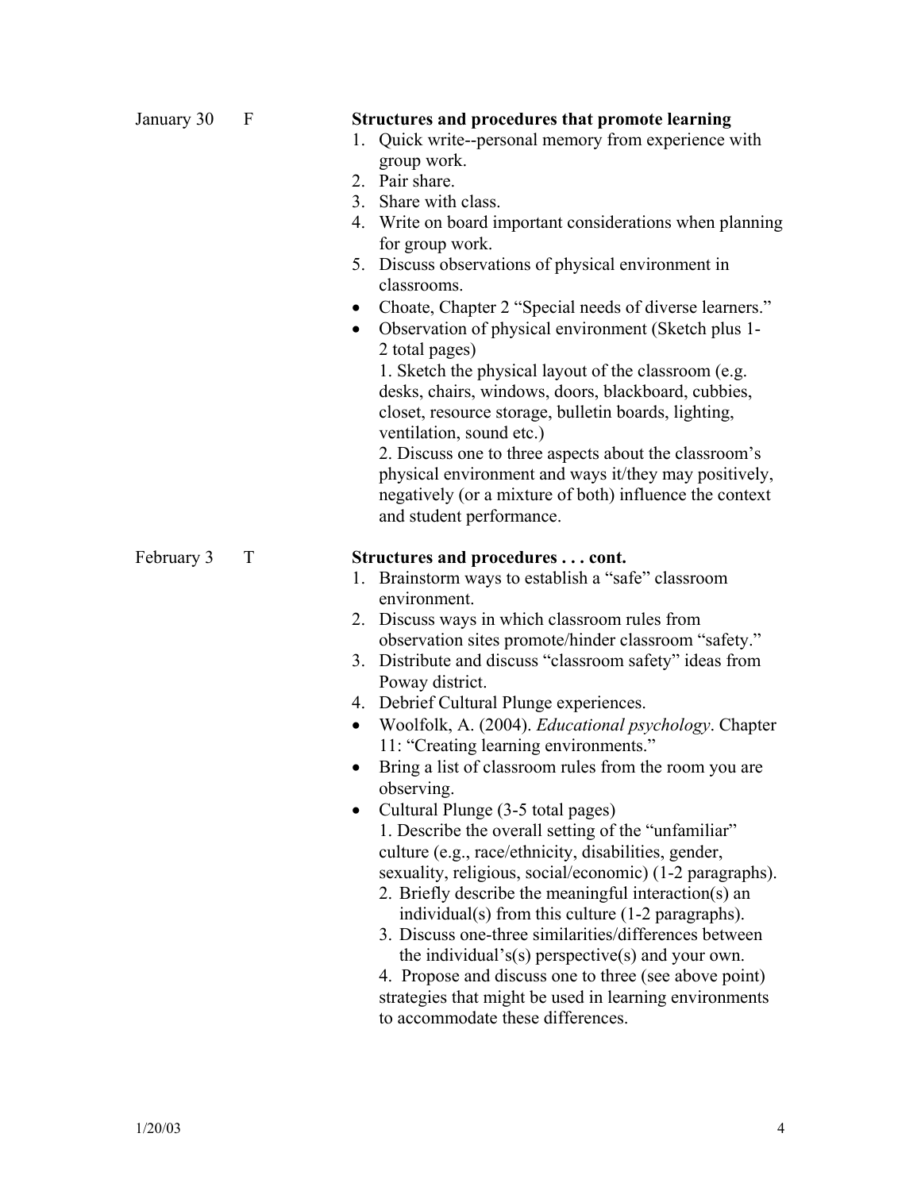| | | |
|---|---|---|
| January 30 | F | **Structures and procedures that promote learning**<br>1. Quick write--personal memory from experience with group work.<br>2. Pair share.<br>3. Share with class.<br>4. Write on board important considerations when planning for group work.<br>5. Discuss observations of physical environment in classrooms.<br>• Choate, Chapter 2 "Special needs of diverse learners."<br>• Observation of physical environment (Sketch plus 1-2 total pages)<br>1. Sketch the physical layout of the classroom (e.g. desks, chairs, windows, doors, blackboard, cubbies, closet, resource storage, bulletin boards, lighting, ventilation, sound etc.)<br>2. Discuss one to three aspects about the classroom's physical environment and ways it/they may positively, negatively (or a mixture of both) influence the context and student performance. |
| February 3 | T | **Structures and procedures . . . cont.**<br>1. Brainstorm ways to establish a "safe" classroom environment.<br>2. Discuss ways in which classroom rules from observation sites promote/hinder classroom "safety."<br>3. Distribute and discuss "classroom safety" ideas from Poway district.<br>4. Debrief Cultural Plunge experiences.<br>• Woolfolk, A. (2004). *Educational psychology*. Chapter 11: "Creating learning environments."<br>• Bring a list of classroom rules from the room you are observing.<br>• Cultural Plunge (3-5 total pages)<br>1. Describe the overall setting of the "unfamiliar" culture (e.g., race/ethnicity, disabilities, gender, sexuality, religious, social/economic) (1-2 paragraphs).<br>2. Briefly describe the meaningful interaction(s) an individual(s) from this culture (1-2 paragraphs).<br>3. Discuss one-three similarities/differences between the individual's(s) perspective(s) and your own.<br>4. Propose and discuss one to three (see above point) strategies that might be used in learning environments to accommodate these differences. |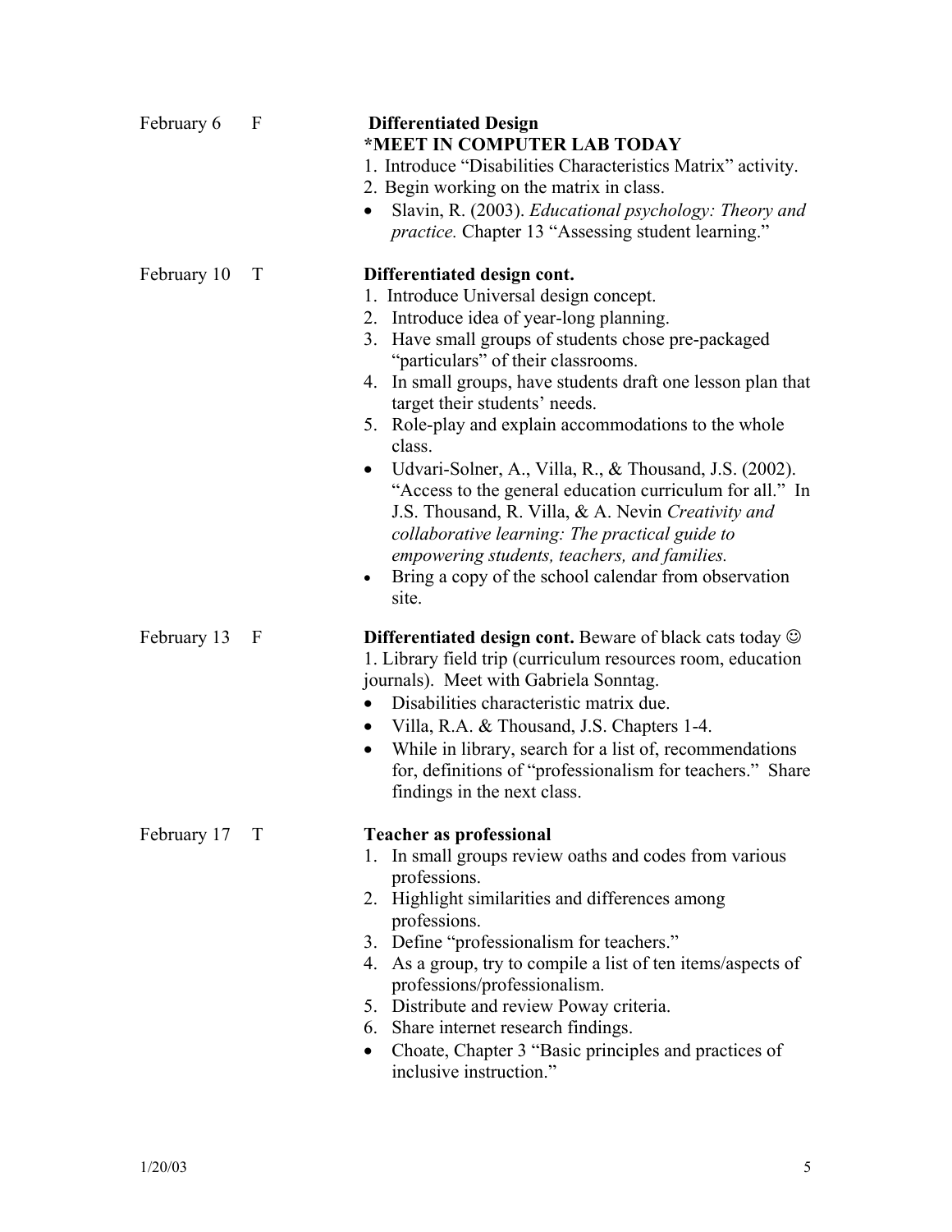February 6 F

**Differentiated Design**
**\*MEET IN COMPUTER LAB TODAY**

1. Introduce "Disabilities Characteristics Matrix" activity.
2. Begin working on the matrix in class.

- Slavin, R. (2003). *Educational psychology: Theory and practice.* Chapter 13 "Assessing student learning."

February 10 T

**Differentiated design cont.**

1. Introduce Universal design concept.
2. Introduce idea of year-long planning.
3. Have small groups of students chose pre-packaged "particulars" of their classrooms.
4. In small groups, have students draft one lesson plan that target their students' needs.
5. Role-play and explain accommodations to the whole class.

- Udvari-Solner, A., Villa, R., & Thousand, J.S. (2002). "Access to the general education curriculum for all." In J.S. Thousand, R. Villa, & A. Nevin *Creativity and collaborative learning: The practical guide to empowering students, teachers, and families.*
- Bring a copy of the school calendar from observation site.

February 13 F

**Differentiated design cont.** Beware of black cats today ☺

1. Library field trip (curriculum resources room, education journals). Meet with Gabriela Sonntag.

- Disabilities characteristic matrix due.
- Villa, R.A. & Thousand, J.S. Chapters 1-4.
- While in library, search for a list of, recommendations for, definitions of "professionalism for teachers." Share findings in the next class.

February 17 T

**Teacher as professional**

1. In small groups review oaths and codes from various professions.
2. Highlight similarities and differences among professions.
3. Define "professionalism for teachers."
4. As a group, try to compile a list of ten items/aspects of professions/professionalism.
5. Distribute and review Poway criteria.
6. Share internet research findings.

- Choate, Chapter 3 "Basic principles and practices of inclusive instruction."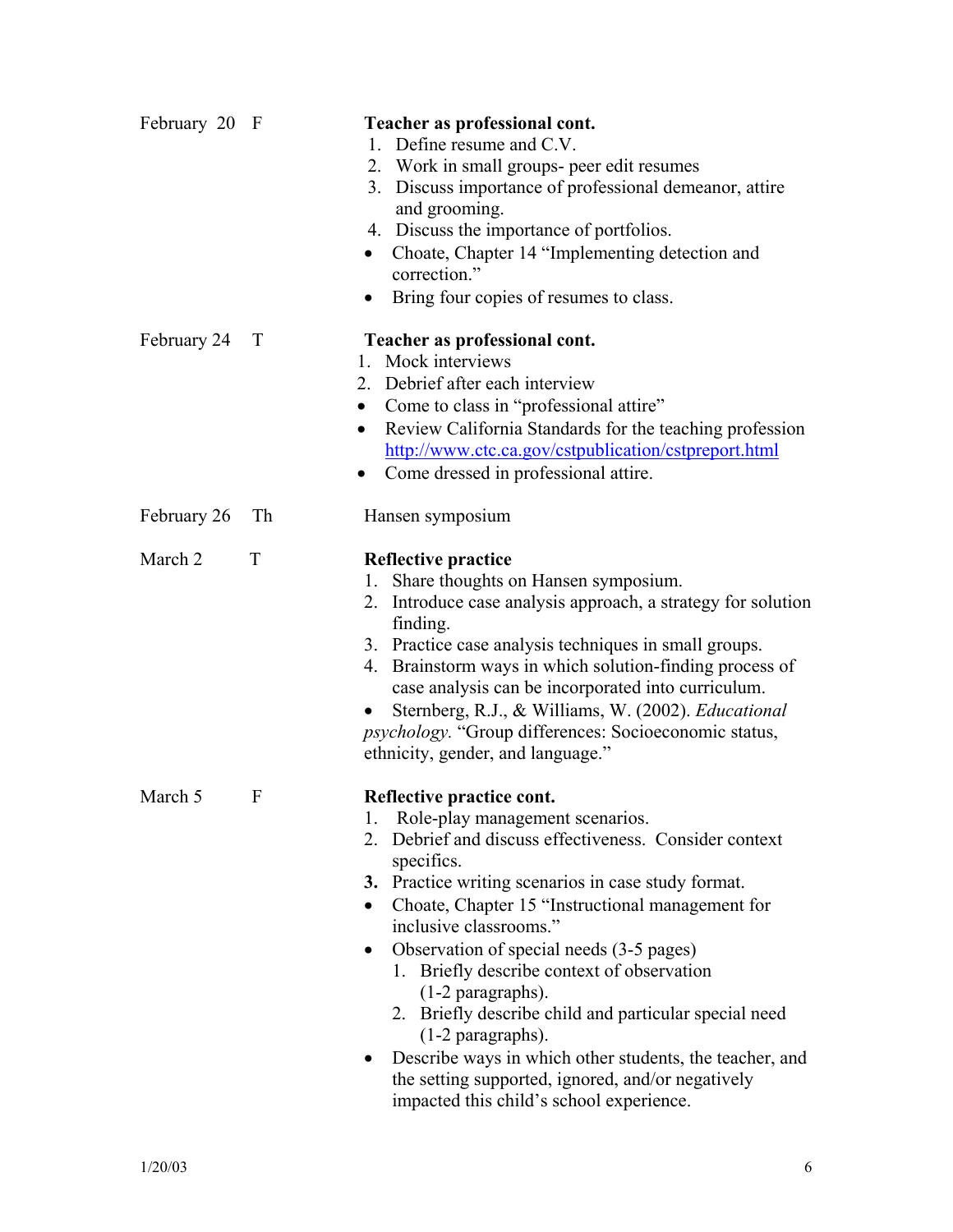| | | |
|---|---|---|
| February 20 | F | **Teacher as professional cont.**<br>1. Define resume and C.V.<br>2. Work in small groups- peer edit resumes<br>3. Discuss importance of professional demeanor, attire and grooming.<br>4. Discuss the importance of portfolios.<br>• Choate, Chapter 14 "Implementing detection and correction."<br>• Bring four copies of resumes to class. |
| February 24 | T | **Teacher as professional cont.**<br>1. Mock interviews<br>2. Debrief after each interview<br>• Come to class in "professional attire"<br>• Review California Standards for the teaching profession http://www.ctc.ca.gov/cstpublication/cstpreport.html<br>• Come dressed in professional attire. |
| February 26 | Th | Hansen symposium |
| March 2 | T | **Reflective practice**<br>1. Share thoughts on Hansen symposium.<br>2. Introduce case analysis approach, a strategy for solution finding.<br>3. Practice case analysis techniques in small groups.<br>4. Brainstorm ways in which solution-finding process of case analysis can be incorporated into curriculum.<br>• Sternberg, R.J., & Williams, W. (2002). *Educational psychology.* "Group differences: Socioeconomic status, ethnicity, gender, and language." |
| March 5 | F | **Reflective practice cont.**<br>1. Role-play management scenarios.<br>2. Debrief and discuss effectiveness. Consider context specifics.<br>**3.** Practice writing scenarios in case study format.<br>• Choate, Chapter 15 "Instructional management for inclusive classrooms."<br>• Observation of special needs (3-5 pages)<br>&nbsp;&nbsp;&nbsp;1. Briefly describe context of observation (1-2 paragraphs).<br>&nbsp;&nbsp;&nbsp;2. Briefly describe child and particular special need (1-2 paragraphs).<br>• Describe ways in which other students, the teacher, and the setting supported, ignored, and/or negatively impacted this child's school experience. |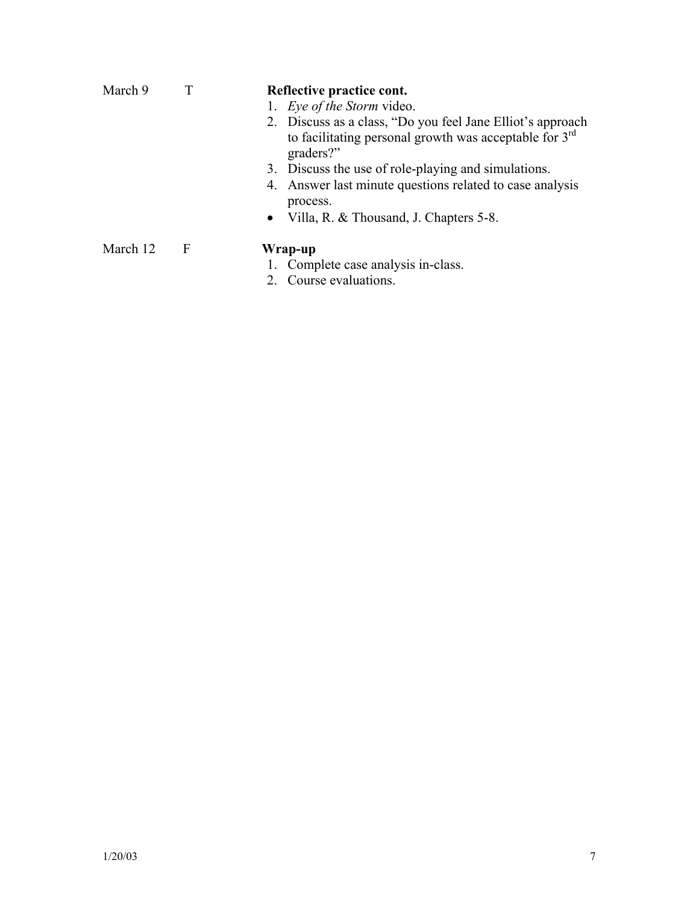March 9 T **Reflective practice cont.**

1. *Eye of the Storm* video.
2. Discuss as a class, "Do you feel Jane Elliot's approach to facilitating personal growth was acceptable for 3rd graders?"
3. Discuss the use of role-playing and simulations.
4. Answer last minute questions related to case analysis process.

- Villa, R. & Thousand, J. Chapters 5-8.

March 12 F **Wrap-up**

1. Complete case analysis in-class.
2. Course evaluations.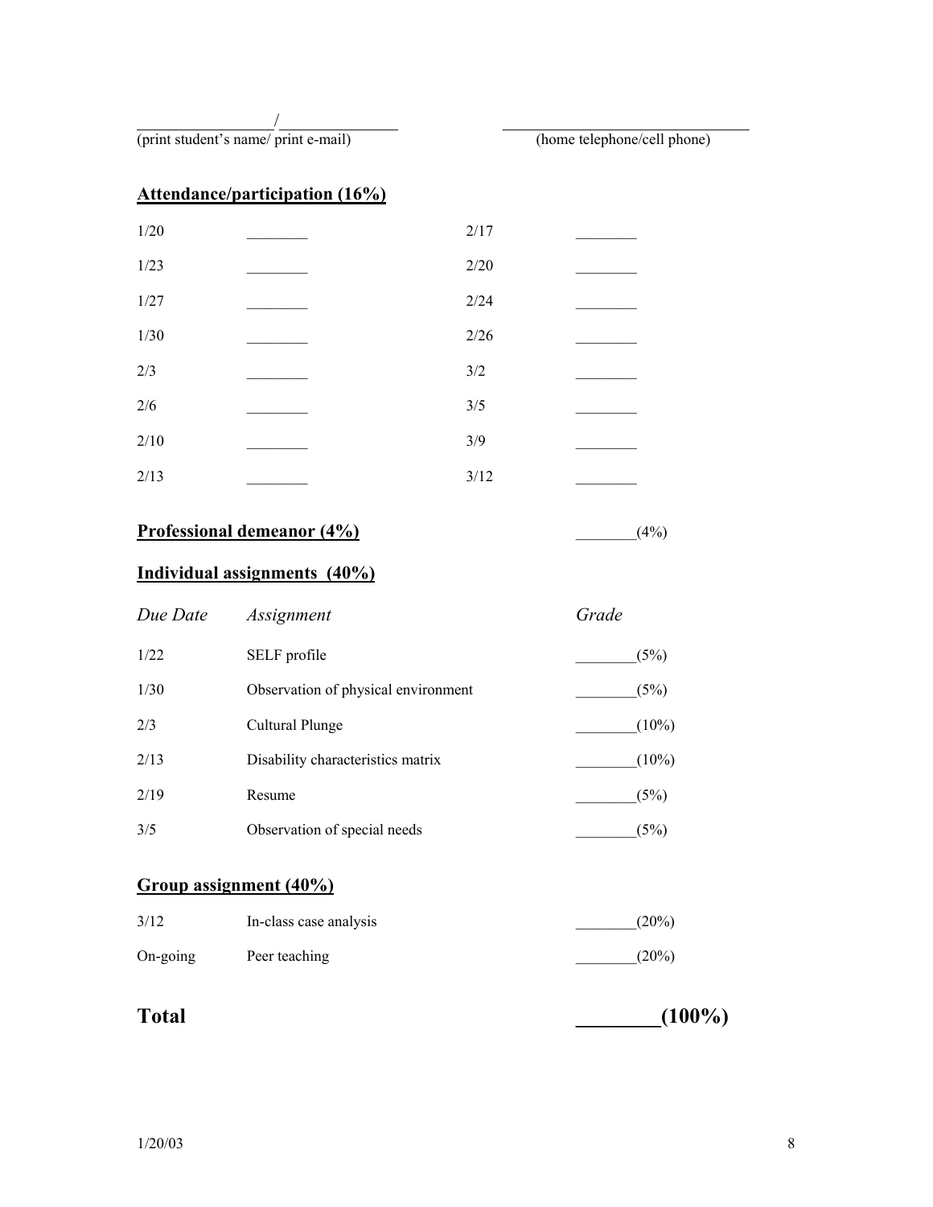_________________/_______________ ____________________________

(print student's name/ print e-mail) (home telephone/cell phone)

**Attendance/participation (16%)**

| | | | |
|---|---|---|---|
| 1/20 | ________ | 2/17 | ________ |
| 1/23 | ________ | 2/20 | ________ |
| 1/27 | ________ | 2/24 | ________ |
| 1/30 | ________ | 2/26 | ________ |
| 2/3 | ________ | 3/2 | ________ |
| 2/6 | ________ | 3/5 | ________ |
| 2/10 | ________ | 3/9 | ________ |
| 2/13 | ________ | 3/12 | ________ |

**Professional demeanor (4%)** ________(4%)

**Individual assignments (40%)**

| *Due Date* | *Assignment* | *Grade* |
|---|---|---|
| 1/22 | SELF profile | ________(5%) |
| 1/30 | Observation of physical environment | ________(5%) |
| 2/3 | Cultural Plunge | ________(10%) |
| 2/13 | Disability characteristics matrix | ________(10%) |
| 2/19 | Resume | ________(5%) |
| 3/5 | Observation of special needs | ________(5%) |

**Group assignment (40%)**

| | | |
|---|---|---|
| 3/12 | In-class case analysis | ________(20%) |
| On-going | Peer teaching | ________(20%) |

**Total** **________(100%)**

1/20/03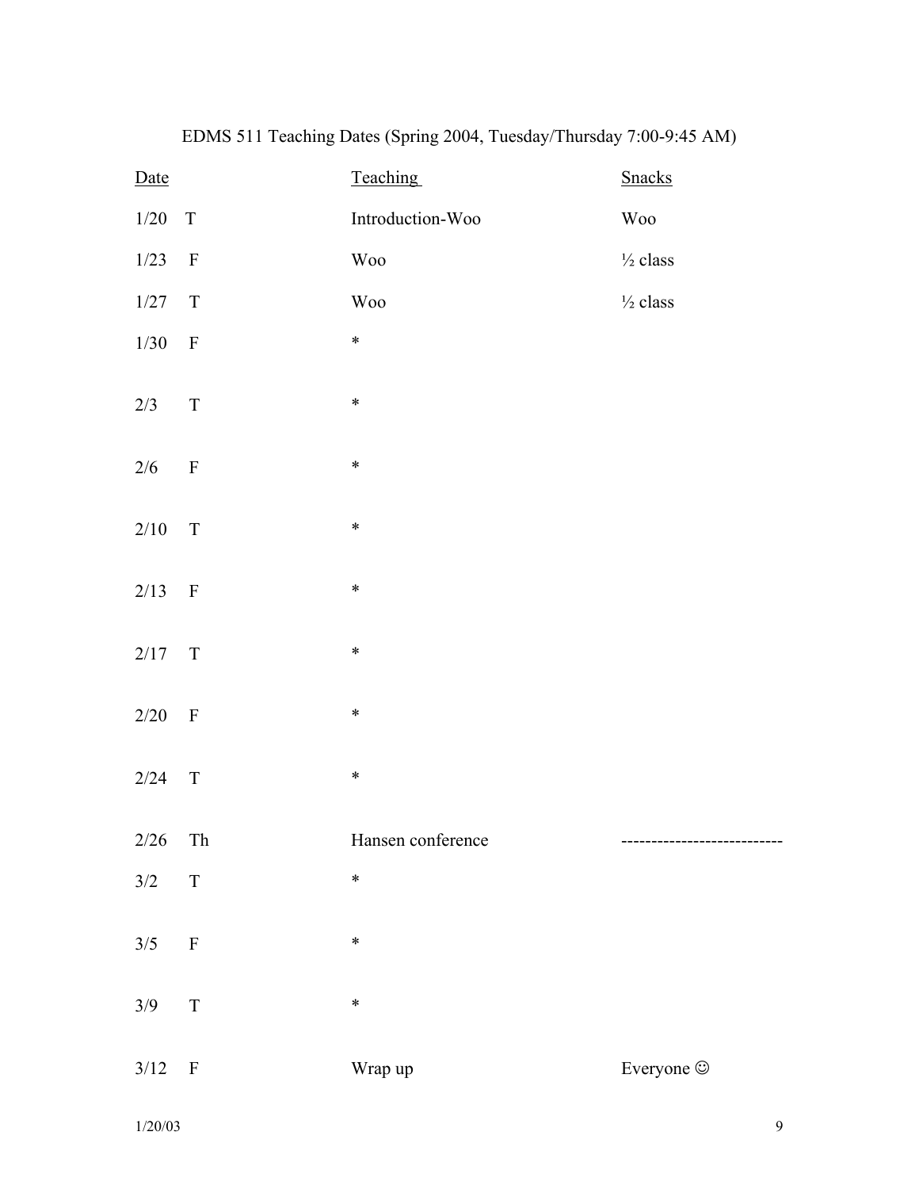EDMS 511 Teaching Dates (Spring 2004, Tuesday/Thursday 7:00-9:45 AM)

| Date | | Teaching | Snacks |
| --- | --- | --- | --- |
| 1/20 | T | Introduction-Woo | Woo |
| 1/23 | F | Woo | ½ class |
| 1/27 | T | Woo | ½ class |
| 1/30 | F | * | |
| 2/3 | T | * | |
| 2/6 | F | * | |
| 2/10 | T | * | |
| 2/13 | F | * | |
| 2/17 | T | * | |
| 2/20 | F | * | |
| 2/24 | T | * | |
| 2/26 | Th | Hansen conference | -------------------------- |
| 3/2 | T | * | |
| 3/5 | F | * | |
| 3/9 | T | * | |
| 3/12 | F | Wrap up | Everyone ☺ |

1/20/03